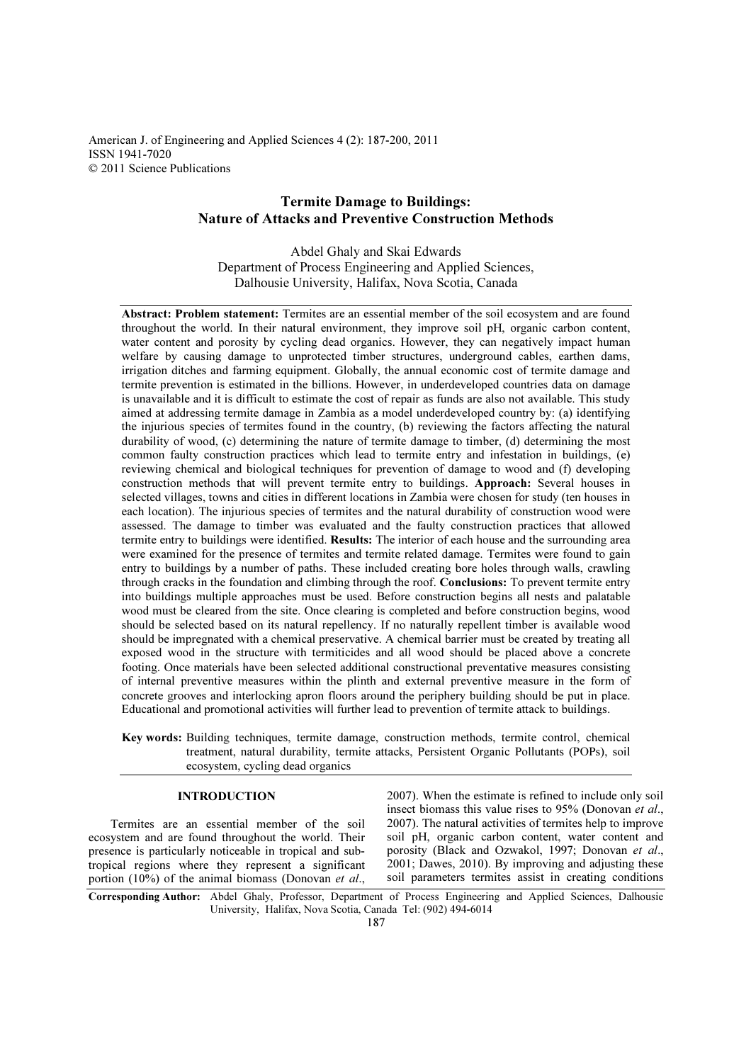American J. of Engineering and Applied Sciences 4 (2): 187-200, 2011
ISSN 1941-7020
© 2011 Science Publications

# Termite Damage to Buildings: Nature of Attacks and Preventive Construction Methods

Abdel Ghaly and Skai Edwards
Department of Process Engineering and Applied Sciences,
Dalhousie University, Halifax, Nova Scotia, Canada

**Abstract: Problem statement:** Termites are an essential member of the soil ecosystem and are found throughout the world. In their natural environment, they improve soil pH, organic carbon content, water content and porosity by cycling dead organics. However, they can negatively impact human welfare by causing damage to unprotected timber structures, underground cables, earthen dams, irrigation ditches and farming equipment. Globally, the annual economic cost of termite damage and termite prevention is estimated in the billions. However, in underdeveloped countries data on damage is unavailable and it is difficult to estimate the cost of repair as funds are also not available. This study aimed at addressing termite damage in Zambia as a model underdeveloped country by: (a) identifying the injurious species of termites found in the country, (b) reviewing the factors affecting the natural durability of wood, (c) determining the nature of termite damage to timber, (d) determining the most common faulty construction practices which lead to termite entry and infestation in buildings, (e) reviewing chemical and biological techniques for prevention of damage to wood and (f) developing construction methods that will prevent termite entry to buildings. **Approach:** Several houses in selected villages, towns and cities in different locations in Zambia were chosen for study (ten houses in each location). The injurious species of termites and the natural durability of construction wood were assessed. The damage to timber was evaluated and the faulty construction practices that allowed termite entry to buildings were identified. **Results:** The interior of each house and the surrounding area were examined for the presence of termites and termite related damage. Termites were found to gain entry to buildings by a number of paths. These included creating bore holes through walls, crawling through cracks in the foundation and climbing through the roof. **Conclusions:** To prevent termite entry into buildings multiple approaches must be used. Before construction begins all nests and palatable wood must be cleared from the site. Once clearing is completed and before construction begins, wood should be selected based on its natural repellency. If no naturally repellent timber is available wood should be impregnated with a chemical preservative. A chemical barrier must be created by treating all exposed wood in the structure with termiticides and all wood should be placed above a concrete footing. Once materials have been selected additional constructional preventative measures consisting of internal preventive measures within the plinth and external preventive measure in the form of concrete grooves and interlocking apron floors around the periphery building should be put in place. Educational and promotional activities will further lead to prevention of termite attack to buildings.

**Key words:** Building techniques, termite damage, construction methods, termite control, chemical treatment, natural durability, termite attacks, Persistent Organic Pollutants (POPs), soil ecosystem, cycling dead organics

## INTRODUCTION

Termites are an essential member of the soil ecosystem and are found throughout the world. Their presence is particularly noticeable in tropical and sub-tropical regions where they represent a significant portion (10%) of the animal biomass (Donovan *et al*., 2007). When the estimate is refined to include only soil insect biomass this value rises to 95% (Donovan *et al*., 2007). The natural activities of termites help to improve soil pH, organic carbon content, water content and porosity (Black and Ozwakol, 1997; Donovan *et al*., 2001; Dawes, 2010). By improving and adjusting these soil parameters termites assist in creating conditions

**Corresponding Author:** Abdel Ghaly, Professor, Department of Process Engineering and Applied Sciences, Dalhousie University, Halifax, Nova Scotia, Canada Tel: (902) 494-6014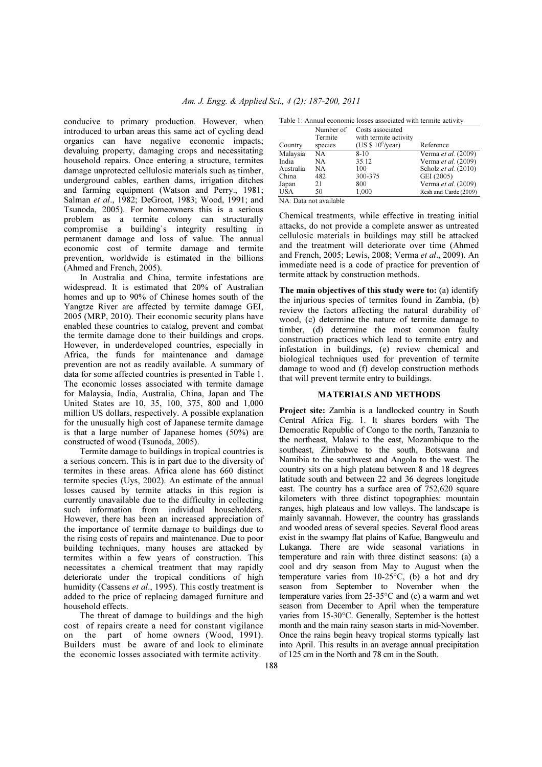conducive to primary production. However, when introduced to urban areas this same act of cycling dead organics can have negative economic impacts; devaluing property, damaging crops and necessitating household repairs. Once entering a structure, termites damage unprotected cellulosic materials such as timber, underground cables, earthen dams, irrigation ditches and farming equipment (Watson and Perry., 1981; Salman *et al*., 1982; DeGroot, 1983; Wood, 1991; and Tsunoda, 2005). For homeowners this is a serious problem as a termite colony can structurally compromise a building`s integrity resulting in permanent damage and loss of value. The annual economic cost of termite damage and termite prevention, worldwide is estimated in the billions (Ahmed and French, 2005).

In Australia and China, termite infestations are widespread. It is estimated that 20% of Australian homes and up to 90% of Chinese homes south of the Yangtze River are affected by termite damage GEI, 2005 (MRP, 2010). Their economic security plans have enabled these countries to catalog, prevent and combat the termite damage done to their buildings and crops. However, in underdeveloped countries, especially in Africa, the funds for maintenance and damage prevention are not as readily available. A summary of data for some affected countries is presented in Table 1. The economic losses associated with termite damage for Malaysia, India, Australia, China, Japan and The United States are 10, 35, 100, 375, 800 and 1,000 million US dollars, respectively. A possible explanation for the unusually high cost of Japanese termite damage is that a large number of Japanese homes (50%) are constructed of wood (Tsunoda, 2005).

Termite damage to buildings in tropical countries is a serious concern. This is in part due to the diversity of termites in these areas. Africa alone has 660 distinct termite species (Uys, 2002). An estimate of the annual losses caused by termite attacks in this region is currently unavailable due to the difficulty in collecting such information from individual householders. However, there has been an increased appreciation of the importance of termite damage to buildings due to the rising costs of repairs and maintenance. Due to poor building techniques, many houses are attacked by termites within a few years of construction. This necessitates a chemical treatment that may rapidly deteriorate under the tropical conditions of high humidity (Cassens *et al*., 1995). This costly treatment is added to the price of replacing damaged furniture and household effects.

The threat of damage to buildings and the high cost of repairs create a need for constant vigilance on the part of home owners (Wood, 1991). Builders must be aware of and look to eliminate the economic losses associated with termite activity.

Table 1: Annual economic losses associated with termite activity

| Country | Number of Termite species | Costs associated with termite activity (US $ $10^6$/year) | Reference |
|---|---|---|---|
| Malaysia | NA | 8-10 | Verma *et al.* (2009) |
| India | NA | 35.12 | Verma *et al.* (2009) |
| Australia | NA | 100 | Scholz *et al.* (2010) |
| China | 482 | 300-375 | GEI (2005) |
| Japan | 21 | 800 | Verma *et al.* (2009) |
| USA | 50 | 1,000 | Resh and Carde (2009) |

NA: Data not available

Chemical treatments, while effective in treating initial attacks, do not provide a complete answer as untreated cellulosic materials in buildings may still be attacked and the treatment will deteriorate over time (Ahmed and French, 2005; Lewis, 2008; Verma *et al*., 2009). An immediate need is a code of practice for prevention of termite attack by construction methods.

**The main objectives of this study were to:** (a) identify the injurious species of termites found in Zambia, (b) review the factors affecting the natural durability of wood, (c) determine the nature of termite damage to timber, (d) determine the most common faulty construction practices which lead to termite entry and infestation in buildings, (e) review chemical and biological techniques used for prevention of termite damage to wood and (f) develop construction methods that will prevent termite entry to buildings.

## MATERIALS AND METHODS

**Project site:** Zambia is a landlocked country in South Central Africa Fig. 1. It shares borders with The Democratic Republic of Congo to the north, Tanzania to the northeast, Malawi to the east, Mozambique to the southeast, Zimbabwe to the south, Botswana and Namibia to the southwest and Angola to the west. The country sits on a high plateau between 8 and 18 degrees latitude south and between 22 and 36 degrees longitude east. The country has a surface area of 752,620 square kilometers with three distinct topographies: mountain ranges, high plateaus and low valleys. The landscape is mainly savannah. However, the country has grasslands and wooded areas of several species. Several flood areas exist in the swampy flat plains of Kafue, Bangweulu and Lukanga. There are wide seasonal variations in temperature and rain with three distinct seasons: (a) a cool and dry season from May to August when the temperature varies from 10-25°C, (b) a hot and dry season from September to November when the temperature varies from 25-35°C and (c) a warm and wet season from December to April when the temperature varies from 15-30°C. Generally, September is the hottest month and the main rainy season starts in mid-November. Once the rains begin heavy tropical storms typically last into April. This results in an average annual precipitation of 125 cm in the North and 78 cm in the South.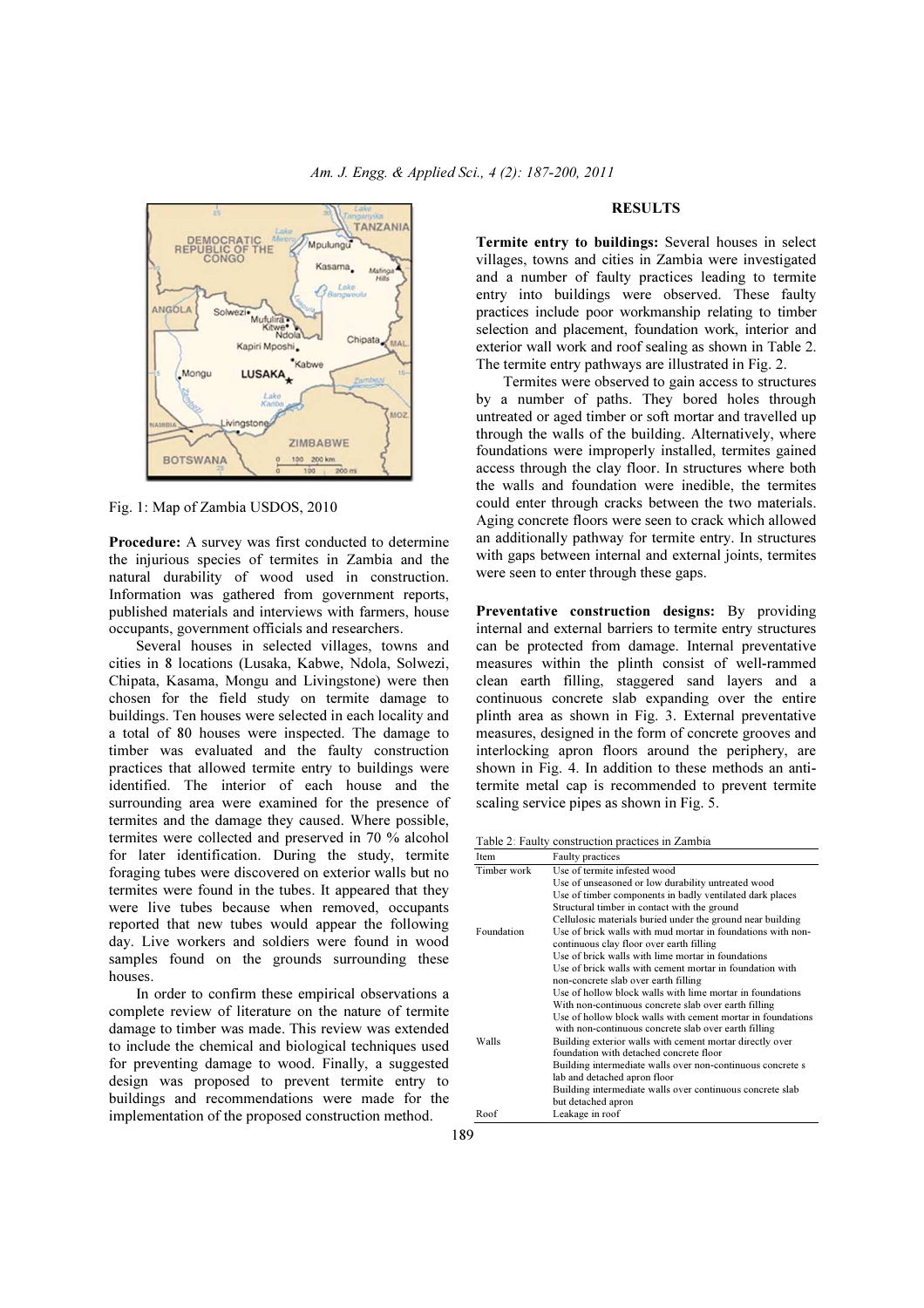Fig. 1: Map of Zambia USDOS, 2010

**Procedure:** A survey was first conducted to determine the injurious species of termites in Zambia and the natural durability of wood used in construction. Information was gathered from government reports, published materials and interviews with farmers, house occupants, government officials and researchers.

Several houses in selected villages, towns and cities in 8 locations (Lusaka, Kabwe, Ndola, Solwezi, Chipata, Kasama, Mongu and Livingstone) were then chosen for the field study on termite damage to buildings. Ten houses were selected in each locality and a total of 80 houses were inspected. The damage to timber was evaluated and the faulty construction practices that allowed termite entry to buildings were identified. The interior of each house and the surrounding area were examined for the presence of termites and the damage they caused. Where possible, termites were collected and preserved in 70 % alcohol for later identification. During the study, termite foraging tubes were discovered on exterior walls but no termites were found in the tubes. It appeared that they were live tubes because when removed, occupants reported that new tubes would appear the following day. Live workers and soldiers were found in wood samples found on the grounds surrounding these houses.

In order to confirm these empirical observations a complete review of literature on the nature of termite damage to timber was made. This review was extended to include the chemical and biological techniques used for preventing damage to wood. Finally, a suggested design was proposed to prevent termite entry to buildings and recommendations were made for the implementation of the proposed construction method.

## RESULTS

**Termite entry to buildings:** Several houses in select villages, towns and cities in Zambia were investigated and a number of faulty practices leading to termite entry into buildings were observed. These faulty practices include poor workmanship relating to timber selection and placement, foundation work, interior and exterior wall work and roof sealing as shown in Table 2. The termite entry pathways are illustrated in Fig. 2.

Termites were observed to gain access to structures by a number of paths. They bored holes through untreated or aged timber or soft mortar and travelled up through the walls of the building. Alternatively, where foundations were improperly installed, termites gained access through the clay floor. In structures where both the walls and foundation were inedible, the termites could enter through cracks between the two materials. Aging concrete floors were seen to crack which allowed an additionally pathway for termite entry. In structures with gaps between internal and external joints, termites were seen to enter through these gaps.

**Preventative construction designs:** By providing internal and external barriers to termite entry structures can be protected from damage. Internal preventative measures within the plinth consist of well-rammed clean earth filling, staggered sand layers and a continuous concrete slab expanding over the entire plinth area as shown in Fig. 3. External preventative measures, designed in the form of concrete grooves and interlocking apron floors around the periphery, are shown in Fig. 4. In addition to these methods an anti-termite metal cap is recommended to prevent termite scaling service pipes as shown in Fig. 5.

Table 2: Faulty construction practices in Zambia

| Item | Faulty practices |
|---|---|
| Timber work | Use of termite infested wood |
| | Use of unseasoned or low durability untreated wood |
| | Use of timber components in badly ventilated dark places |
| | Structural timber in contact with the ground |
| | Cellulosic materials buried under the ground near building |
| Foundation | Use of brick walls with mud mortar in foundations with non-continuous clay floor over earth filling |
| | Use of brick walls with lime mortar in foundations |
| | Use of brick walls with cement mortar in foundation with non-concrete slab over earth filling |
| | Use of hollow block walls with lime mortar in foundations With non-continuous concrete slab over earth filling |
| | Use of hollow block walls with cement mortar in foundations with non-continuous concrete slab over earth filling |
| Walls | Building exterior walls with cement mortar directly over foundation with detached concrete floor |
| | Building intermediate walls over non-continuous concrete s lab and detached apron floor |
| | Building intermediate walls over continuous concrete slab but detached apron |
| Roof | Leakage in roof |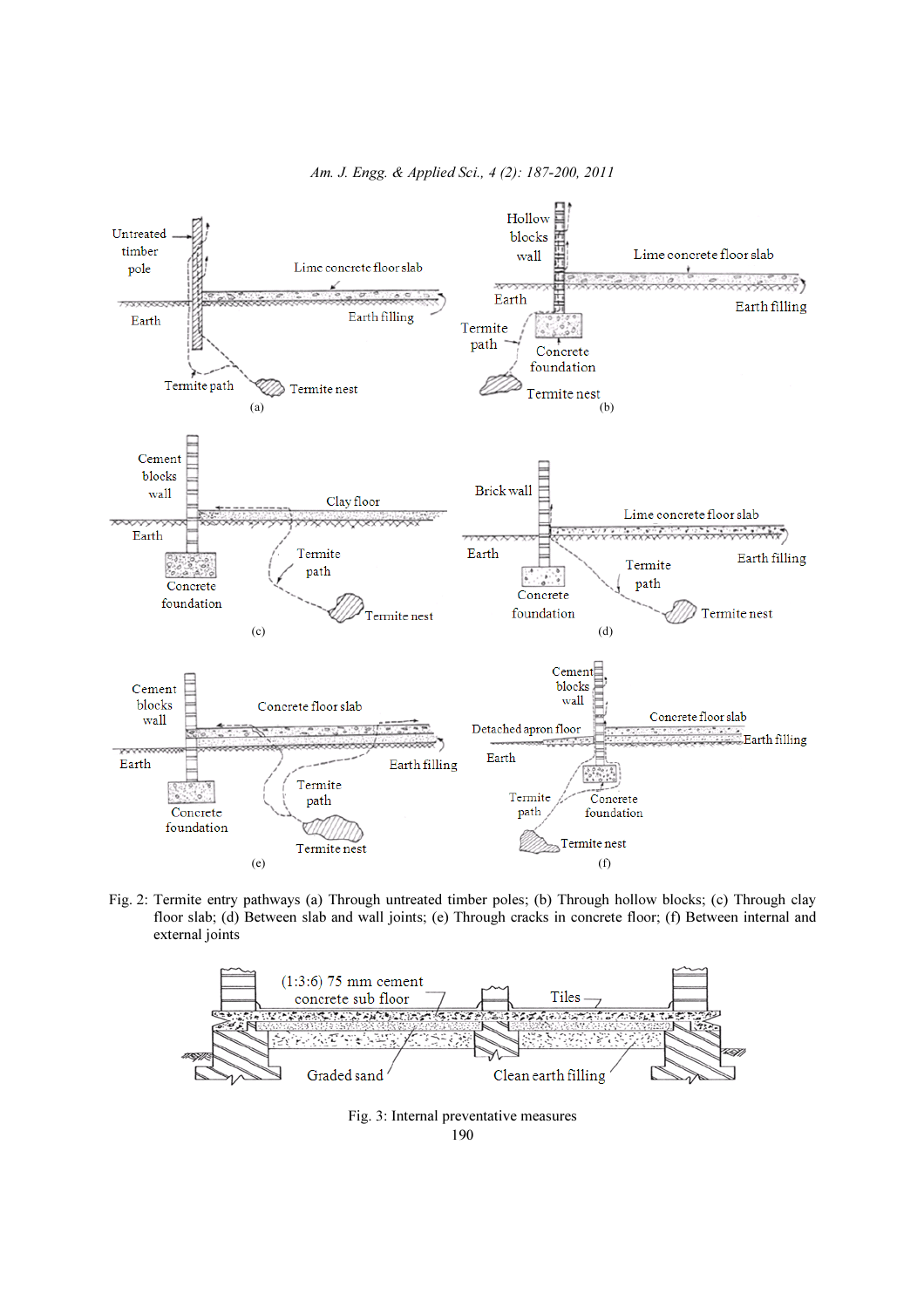Fig. 2: Termite entry pathways (a) Through untreated timber poles; (b) Through hollow blocks; (c) Through clay floor slab; (d) Between slab and wall joints; (e) Through cracks in concrete floor; (f) Between internal and external joints

Fig. 3: Internal preventative measures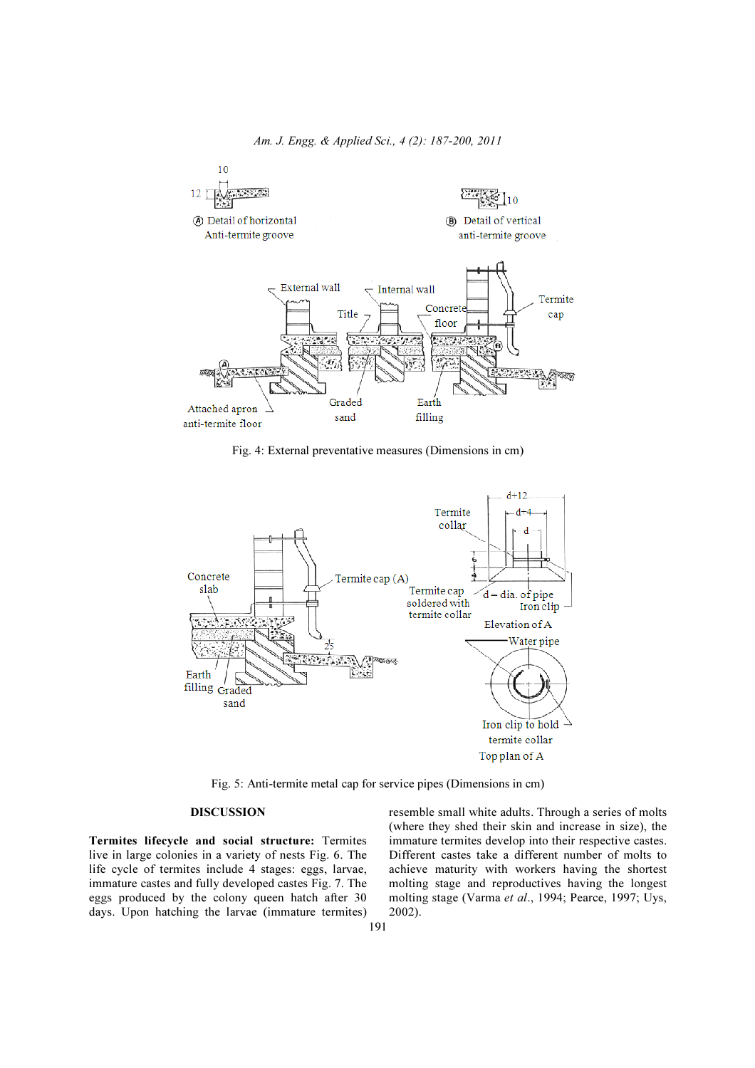Fig. 4: External preventative measures (Dimensions in cm)

Fig. 5: Anti-termite metal cap for service pipes (Dimensions in cm)

## DISCUSSION

**Termites lifecycle and social structure:** Termites live in large colonies in a variety of nests Fig. 6. The life cycle of termites include 4 stages: eggs, larvae, immature castes and fully developed castes Fig. 7. The eggs produced by the colony queen hatch after 30 days. Upon hatching the larvae (immature termites) resemble small white adults. Through a series of molts (where they shed their skin and increase in size), the immature termites develop into their respective castes. Different castes take a different number of molts to achieve maturity with workers having the shortest molting stage and reproductives having the longest molting stage (Varma *et al*., 1994; Pearce, 1997; Uys, 2002).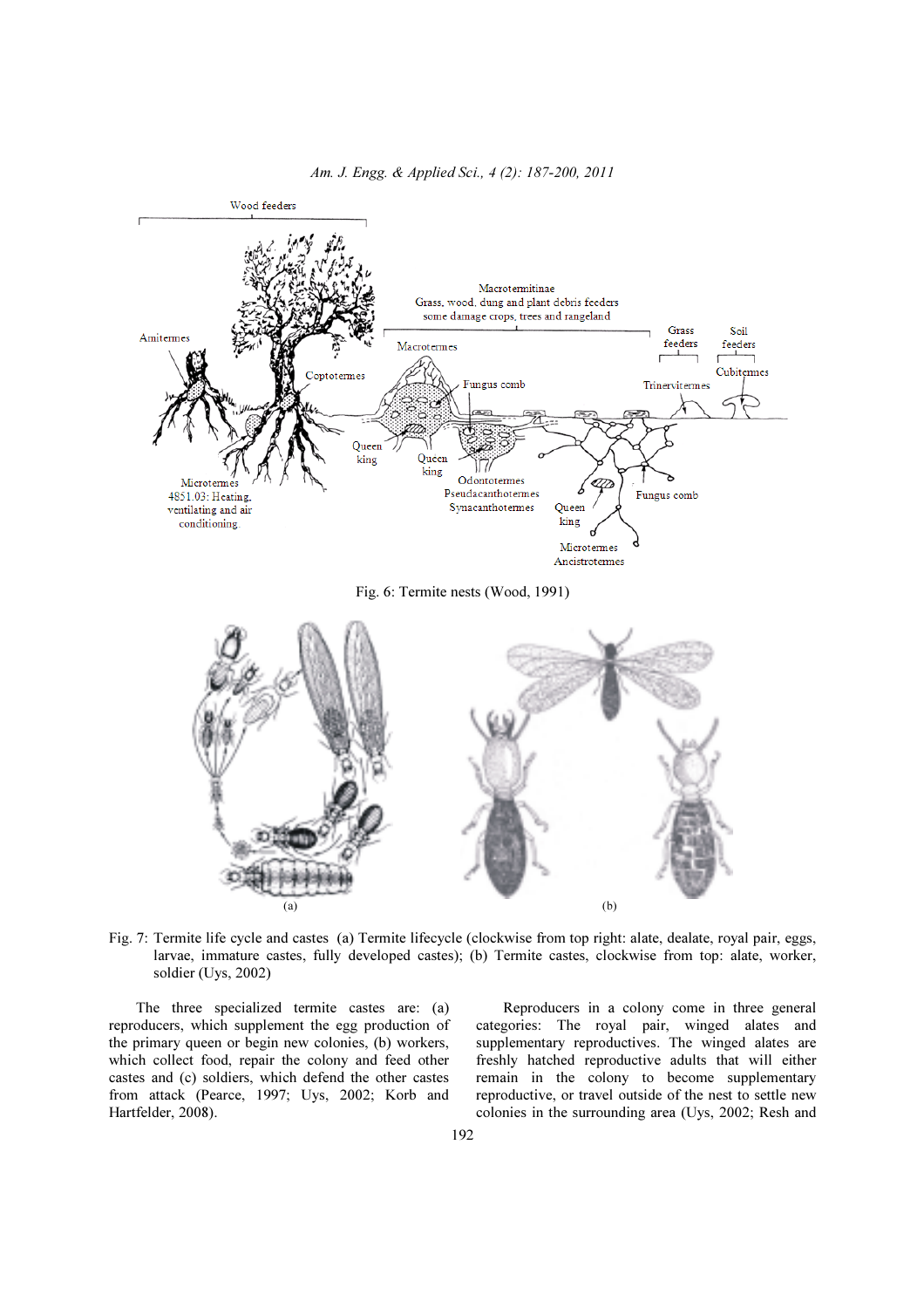Fig. 6: Termite nests (Wood, 1991)

Fig. 7: Termite life cycle and castes (a) Termite lifecycle (clockwise from top right: alate, dealate, royal pair, eggs, larvae, immature castes, fully developed castes); (b) Termite castes, clockwise from top: alate, worker, soldier (Uys, 2002)

The three specialized termite castes are: (a) reproducers, which supplement the egg production of the primary queen or begin new colonies, (b) workers, which collect food, repair the colony and feed other castes and (c) soldiers, which defend the other castes from attack (Pearce, 1997; Uys, 2002; Korb and Hartfelder, 2008).

Reproducers in a colony come in three general categories: The royal pair, winged alates and supplementary reproductives. The winged alates are freshly hatched reproductive adults that will either remain in the colony to become supplementary reproductive, or travel outside of the nest to settle new colonies in the surrounding area (Uys, 2002; Resh and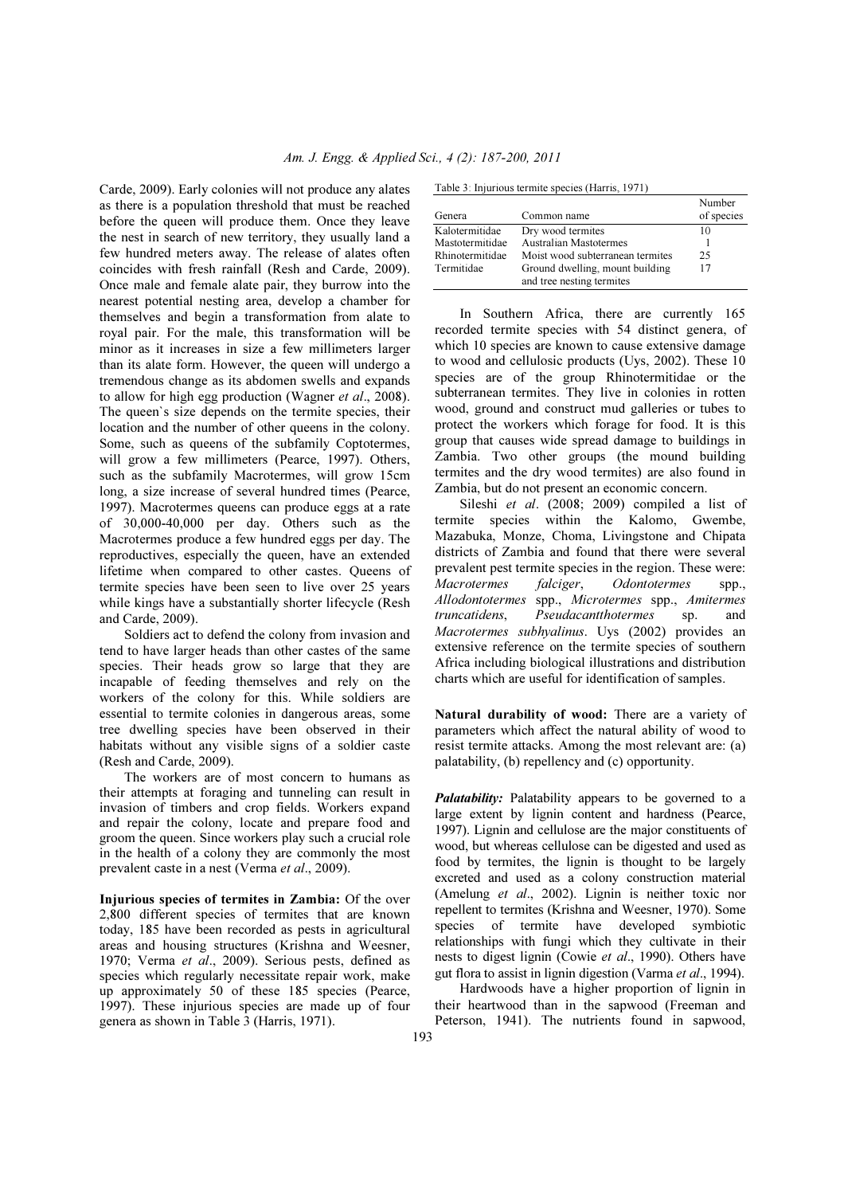Carde, 2009). Early colonies will not produce any alates as there is a population threshold that must be reached before the queen will produce them. Once they leave the nest in search of new territory, they usually land a few hundred meters away. The release of alates often coincides with fresh rainfall (Resh and Carde, 2009). Once male and female alate pair, they burrow into the nearest potential nesting area, develop a chamber for themselves and begin a transformation from alate to royal pair. For the male, this transformation will be minor as it increases in size a few millimeters larger than its alate form. However, the queen will undergo a tremendous change as its abdomen swells and expands to allow for high egg production (Wagner *et al*., 2008). The queen`s size depends on the termite species, their location and the number of other queens in the colony. Some, such as queens of the subfamily Coptotermes, will grow a few millimeters (Pearce, 1997). Others, such as the subfamily Macrotermes, will grow 15cm long, a size increase of several hundred times (Pearce, 1997). Macrotermes queens can produce eggs at a rate of 30,000-40,000 per day. Others such as the Macrotermes produce a few hundred eggs per day. The reproductives, especially the queen, have an extended lifetime when compared to other castes. Queens of termite species have been seen to live over 25 years while kings have a substantially shorter lifecycle (Resh and Carde, 2009).

Soldiers act to defend the colony from invasion and tend to have larger heads than other castes of the same species. Their heads grow so large that they are incapable of feeding themselves and rely on the workers of the colony for this. While soldiers are essential to termite colonies in dangerous areas, some tree dwelling species have been observed in their habitats without any visible signs of a soldier caste (Resh and Carde, 2009).

The workers are of most concern to humans as their attempts at foraging and tunneling can result in invasion of timbers and crop fields. Workers expand and repair the colony, locate and prepare food and groom the queen. Since workers play such a crucial role in the health of a colony they are commonly the most prevalent caste in a nest (Verma *et al*., 2009).

**Injurious species of termites in Zambia:** Of the over 2,800 different species of termites that are known today, 185 have been recorded as pests in agricultural areas and housing structures (Krishna and Weesner, 1970; Verma *et al*., 2009). Serious pests, defined as species which regularly necessitate repair work, make up approximately 50 of these 185 species (Pearce, 1997). These injurious species are made up of four genera as shown in Table 3 (Harris, 1971).

Table 3: Injurious termite species (Harris, 1971)

| Genera | Common name | Number of species |
|---|---|---|
| Kalotermitidae | Dry wood termites | 10 |
| Mastotermitidae | Australian Mastotermes | 1 |
| Rhinotermitidae | Moist wood subterranean termites | 25 |
| Termitidae | Ground dwelling, mount building and tree nesting termites | 17 |

In Southern Africa, there are currently 165 recorded termite species with 54 distinct genera, of which 10 species are known to cause extensive damage to wood and cellulosic products (Uys, 2002). These 10 species are of the group Rhinotermitidae or the subterranean termites. They live in colonies in rotten wood, ground and construct mud galleries or tubes to protect the workers which forage for food. It is this group that causes wide spread damage to buildings in Zambia. Two other groups (the mound building termites and the dry wood termites) are also found in Zambia, but do not present an economic concern.

Sileshi *et al*. (2008; 2009) compiled a list of termite species within the Kalomo, Gwembe, Mazabuka, Monze, Choma, Livingstone and Chipata districts of Zambia and found that there were several prevalent pest termite species in the region. These were: *Macrotermes falciger*, *Odontotermes* spp., *Allodontotermes* spp., *Microtermes* spp., *Amitermes truncatidens*, *Pseudacantthotermes* sp. and *Macrotermes subhyalinus*. Uys (2002) provides an extensive reference on the termite species of southern Africa including biological illustrations and distribution charts which are useful for identification of samples.

**Natural durability of wood:** There are a variety of parameters which affect the natural ability of wood to resist termite attacks. Among the most relevant are: (a) palatability, (b) repellency and (c) opportunity.

***Palatability:*** Palatability appears to be governed to a large extent by lignin content and hardness (Pearce, 1997). Lignin and cellulose are the major constituents of wood, but whereas cellulose can be digested and used as food by termites, the lignin is thought to be largely excreted and used as a colony construction material (Amelung *et al*., 2002). Lignin is neither toxic nor repellent to termites (Krishna and Weesner, 1970). Some species of termite have developed symbiotic relationships with fungi which they cultivate in their nests to digest lignin (Cowie *et al*., 1990). Others have gut flora to assist in lignin digestion (Varma *et al*., 1994).

Hardwoods have a higher proportion of lignin in their heartwood than in the sapwood (Freeman and Peterson, 1941). The nutrients found in sapwood,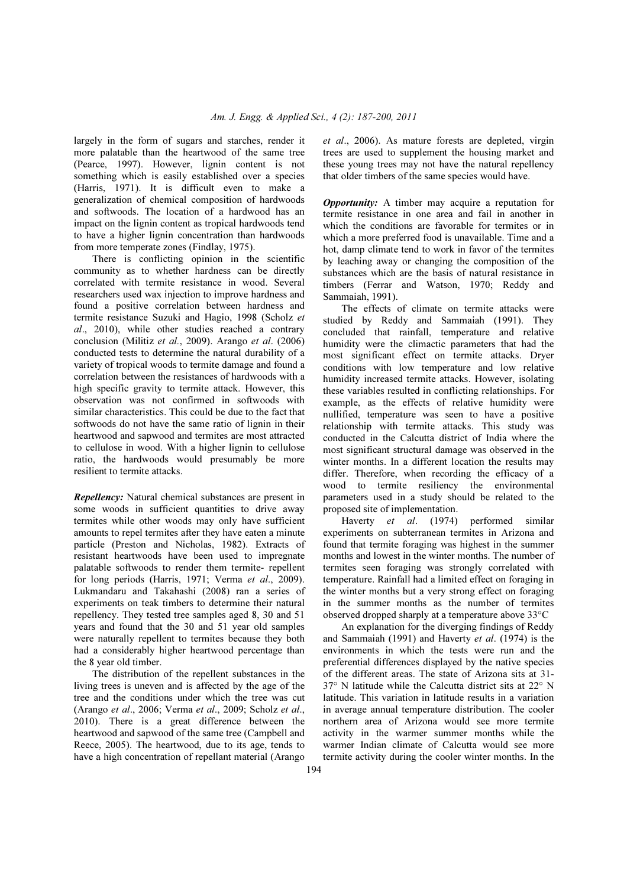largely in the form of sugars and starches, render it more palatable than the heartwood of the same tree (Pearce, 1997). However, lignin content is not something which is easily established over a species (Harris, 1971). It is difficult even to make a generalization of chemical composition of hardwoods and softwoods. The location of a hardwood has an impact on the lignin content as tropical hardwoods tend to have a higher lignin concentration than hardwoods from more temperate zones (Findlay, 1975).

There is conflicting opinion in the scientific community as to whether hardness can be directly correlated with termite resistance in wood. Several researchers used wax injection to improve hardness and found a positive correlation between hardness and termite resistance Suzuki and Hagio, 1998 (Scholz *et al*., 2010), while other studies reached a contrary conclusion (Militiz *et al.*, 2009). Arango *et al*. (2006) conducted tests to determine the natural durability of a variety of tropical woods to termite damage and found a correlation between the resistances of hardwoods with a high specific gravity to termite attack. However, this observation was not confirmed in softwoods with similar characteristics. This could be due to the fact that softwoods do not have the same ratio of lignin in their heartwood and sapwood and termites are most attracted to cellulose in wood. With a higher lignin to cellulose ratio, the hardwoods would presumably be more resilient to termite attacks.

***Repellency:*** Natural chemical substances are present in some woods in sufficient quantities to drive away termites while other woods may only have sufficient amounts to repel termites after they have eaten a minute particle (Preston and Nicholas, 1982). Extracts of resistant heartwoods have been used to impregnate palatable softwoods to render them termite- repellent for long periods (Harris, 1971; Verma *et al*., 2009). Lukmandaru and Takahashi (2008) ran a series of experiments on teak timbers to determine their natural repellency. They tested tree samples aged 8, 30 and 51 years and found that the 30 and 51 year old samples were naturally repellent to termites because they both had a considerably higher heartwood percentage than the 8 year old timber.

The distribution of the repellent substances in the living trees is uneven and is affected by the age of the tree and the conditions under which the tree was cut (Arango *et al*., 2006; Verma *et al*., 2009; Scholz *et al*., 2010). There is a great difference between the heartwood and sapwood of the same tree (Campbell and Reece, 2005). The heartwood, due to its age, tends to have a high concentration of repellant material (Arango *et al*., 2006). As mature forests are depleted, virgin trees are used to supplement the housing market and these young trees may not have the natural repellency that older timbers of the same species would have.

***Opportunity:*** A timber may acquire a reputation for termite resistance in one area and fail in another in which the conditions are favorable for termites or in which a more preferred food is unavailable. Time and a hot, damp climate tend to work in favor of the termites by leaching away or changing the composition of the substances which are the basis of natural resistance in timbers (Ferrar and Watson, 1970; Reddy and Sammaiah, 1991).

The effects of climate on termite attacks were studied by Reddy and Sammaiah (1991). They concluded that rainfall, temperature and relative humidity were the climactic parameters that had the most significant effect on termite attacks. Dryer conditions with low temperature and low relative humidity increased termite attacks. However, isolating these variables resulted in conflicting relationships. For example, as the effects of relative humidity were nullified, temperature was seen to have a positive relationship with termite attacks. This study was conducted in the Calcutta district of India where the most significant structural damage was observed in the winter months. In a different location the results may differ. Therefore, when recording the efficacy of a wood to termite resiliency the environmental parameters used in a study should be related to the proposed site of implementation.

Haverty *et al*. (1974) performed similar experiments on subterranean termites in Arizona and found that termite foraging was highest in the summer months and lowest in the winter months. The number of termites seen foraging was strongly correlated with temperature. Rainfall had a limited effect on foraging in the winter months but a very strong effect on foraging in the summer months as the number of termites observed dropped sharply at a temperature above 33°C

An explanation for the diverging findings of Reddy and Sammaiah (1991) and Haverty *et al*. (1974) is the environments in which the tests were run and the preferential differences displayed by the native species of the different areas. The state of Arizona sits at 31-37° N latitude while the Calcutta district sits at 22° N latitude. This variation in latitude results in a variation in average annual temperature distribution. The cooler northern area of Arizona would see more termite activity in the warmer summer months while the warmer Indian climate of Calcutta would see more termite activity during the cooler winter months. In the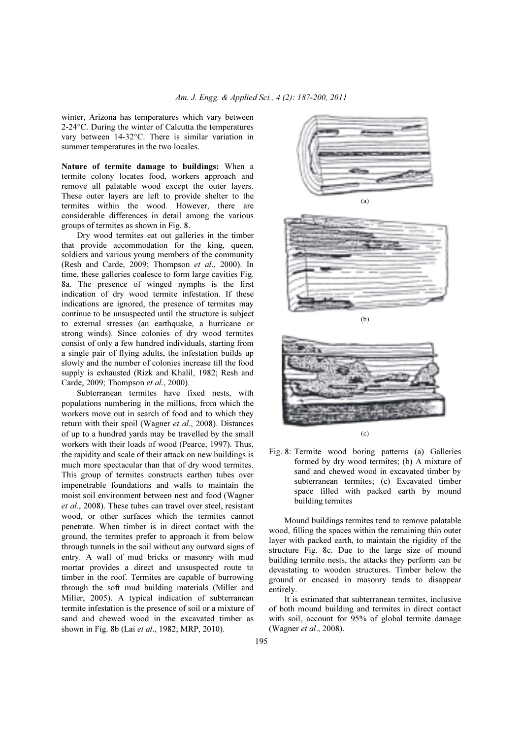winter, Arizona has temperatures which vary between 2-24°C. During the winter of Calcutta the temperatures vary between 14-32°C. There is similar variation in summer temperatures in the two locales.

**Nature of termite damage to buildings:** When a termite colony locates food, workers approach and remove all palatable wood except the outer layers. These outer layers are left to provide shelter to the termites within the wood. However, there are considerable differences in detail among the various groups of termites as shown in Fig. 8.

Dry wood termites eat out galleries in the timber that provide accommodation for the king, queen, soldiers and various young members of the community (Resh and Carde, 2009; Thompson *et al*., 2000). In time, these galleries coalesce to form large cavities Fig. 8a. The presence of winged nymphs is the first indication of dry wood termite infestation. If these indications are ignored, the presence of termites may continue to be unsuspected until the structure is subject to external stresses (an earthquake, a hurricane or strong winds). Since colonies of dry wood termites consist of only a few hundred individuals, starting from a single pair of flying adults, the infestation builds up slowly and the number of colonies increase till the food supply is exhausted (Rizk and Khalil, 1982; Resh and Carde, 2009; Thompson *et al*., 2000).

Subterranean termites have fixed nests, with populations numbering in the millions, from which the workers move out in search of food and to which they return with their spoil (Wagner *et al*., 2008). Distances of up to a hundred yards may be travelled by the small workers with their loads of wood (Pearce, 1997). Thus, the rapidity and scale of their attack on new buildings is much more spectacular than that of dry wood termites. This group of termites constructs earthen tubes over impenetrable foundations and walls to maintain the moist soil environment between nest and food (Wagner *et al*., 2008). These tubes can travel over steel, resistant wood, or other surfaces which the termites cannot penetrate. When timber is in direct contact with the ground, the termites prefer to approach it from below through tunnels in the soil without any outward signs of entry. A wall of mud bricks or masonry with mud mortar provides a direct and unsuspected route to timber in the roof. Termites are capable of burrowing through the soft mud building materials (Miller and Miller, 2005). A typical indication of subterranean termite infestation is the presence of soil or a mixture of sand and chewed wood in the excavated timber as shown in Fig. 8b (Lai *et al*., 1982; MRP, 2010).

(a)

(b)

(c)

Fig. 8: Termite wood boring patterns (a) Galleries formed by dry wood termites; (b) A mixture of sand and chewed wood in excavated timber by subterranean termites; (c) Excavated timber space filled with packed earth by mound building termites

Mound buildings termites tend to remove palatable wood, filling the spaces within the remaining thin outer layer with packed earth, to maintain the rigidity of the structure Fig. 8c. Due to the large size of mound building termite nests, the attacks they perform can be devastating to wooden structures. Timber below the ground or encased in masonry tends to disappear entirely.

It is estimated that subterranean termites, inclusive of both mound building and termites in direct contact with soil, account for 95% of global termite damage (Wagner *et al*., 2008).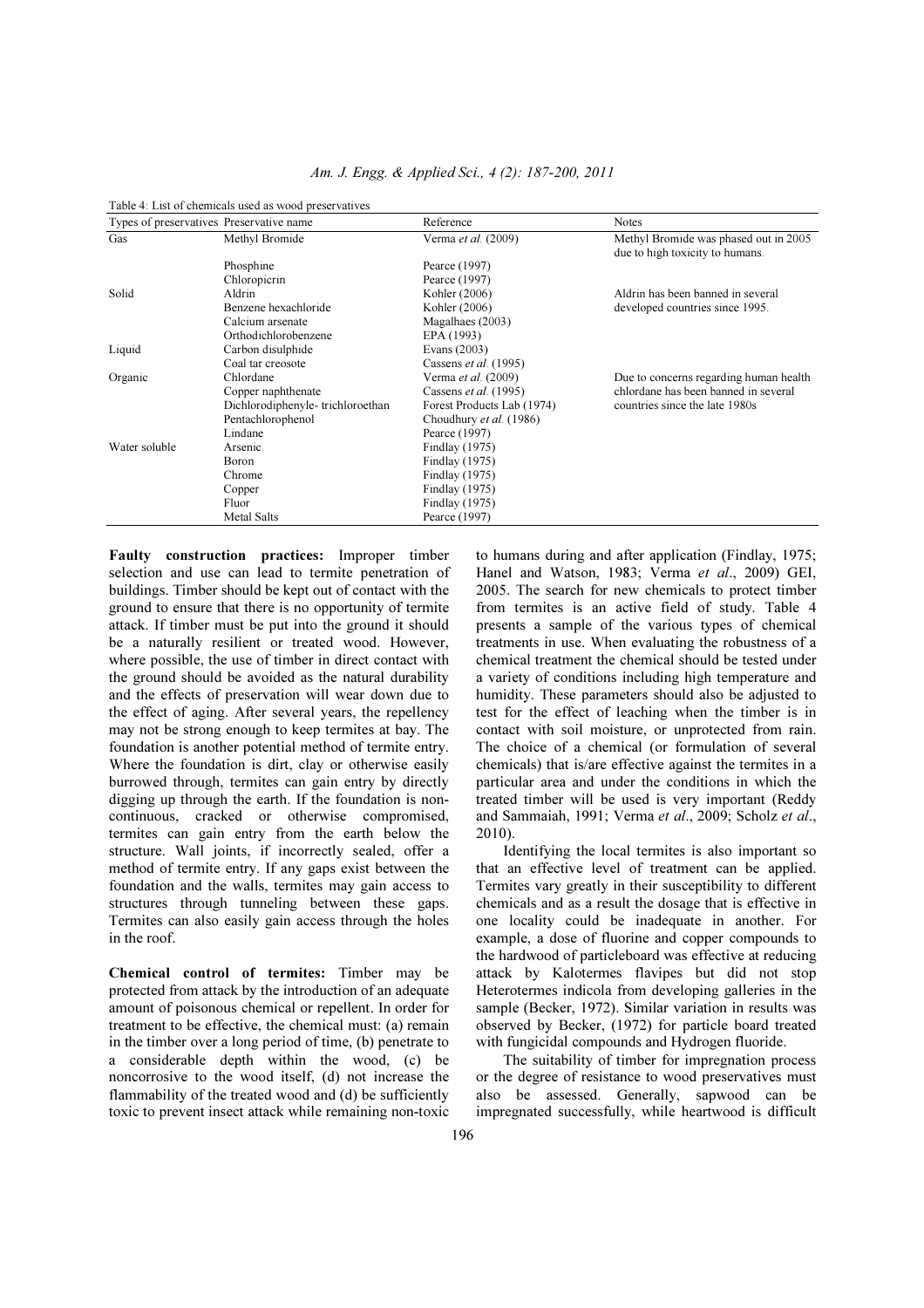Table 4: List of chemicals used as wood preservatives

| Types of preservatives | Preservative name | Reference | Notes |
|---|---|---|---|
| Gas | Methyl Bromide | Verma *et al.* (2009) | Methyl Bromide was phased out in 2005 due to high toxicity to humans. |
| | Phosphine | Pearce (1997) | |
| | Chloropicrin | Pearce (1997) | |
| Solid | Aldrin | Kohler (2006) | Aldrin has been banned in several developed countries since 1995. |
| | Benzene hexachloride | Kohler (2006) | |
| | Calcium arsenate | Magalhaes (2003) | |
| | Orthodichlorobenzene | EPA (1993) | |
| Liquid | Carbon disulphide | Evans (2003) | |
| | Coal tar creosote | Cassens *et al.* (1995) | |
| Organic | Chlordane | Verma *et al.* (2009) | Due to concerns regarding human health chlordane has been banned in several countries since the late 1980s |
| | Copper naphthenate | Cassens *et al.* (1995) | |
| | Dichlorodiphenyle- trichloroethan | Forest Products Lab (1974) | |
| | Pentachlorophenol | Choudhury *et al.* (1986) | |
| | Lindane | Pearce (1997) | |
| Water soluble | Arsenic | Findlay (1975) | |
| | Boron | Findlay (1975) | |
| | Chrome | Findlay (1975) | |
| | Copper | Findlay (1975) | |
| | Fluor | Findlay (1975) | |
| | Metal Salts | Pearce (1997) | |

**Faulty construction practices:** Improper timber selection and use can lead to termite penetration of buildings. Timber should be kept out of contact with the ground to ensure that there is no opportunity of termite attack. If timber must be put into the ground it should be a naturally resilient or treated wood. However, where possible, the use of timber in direct contact with the ground should be avoided as the natural durability and the effects of preservation will wear down due to the effect of aging. After several years, the repellency may not be strong enough to keep termites at bay. The foundation is another potential method of termite entry. Where the foundation is dirt, clay or otherwise easily burrowed through, termites can gain entry by directly digging up through the earth. If the foundation is non-continuous, cracked or otherwise compromised, termites can gain entry from the earth below the structure. Wall joints, if incorrectly sealed, offer a method of termite entry. If any gaps exist between the foundation and the walls, termites may gain access to structures through tunneling between these gaps. Termites can also easily gain access through the holes in the roof.

**Chemical control of termites:** Timber may be protected from attack by the introduction of an adequate amount of poisonous chemical or repellent. In order for treatment to be effective, the chemical must: (a) remain in the timber over a long period of time, (b) penetrate to a considerable depth within the wood, (c) be noncorrosive to the wood itself, (d) not increase the flammability of the treated wood and (d) be sufficiently toxic to prevent insect attack while remaining non-toxic to humans during and after application (Findlay, 1975; Hanel and Watson, 1983; Verma *et al*., 2009) GEI, 2005. The search for new chemicals to protect timber from termites is an active field of study. Table 4 presents a sample of the various types of chemical treatments in use. When evaluating the robustness of a chemical treatment the chemical should be tested under a variety of conditions including high temperature and humidity. These parameters should also be adjusted to test for the effect of leaching when the timber is in contact with soil moisture, or unprotected from rain. The choice of a chemical (or formulation of several chemicals) that is/are effective against the termites in a particular area and under the conditions in which the treated timber will be used is very important (Reddy and Sammaiah, 1991; Verma *et al*., 2009; Scholz *et al*., 2010).

Identifying the local termites is also important so that an effective level of treatment can be applied. Termites vary greatly in their susceptibility to different chemicals and as a result the dosage that is effective in one locality could be inadequate in another. For example, a dose of fluorine and copper compounds to the hardwood of particleboard was effective at reducing attack by Kalotermes flavipes but did not stop Heterotermes indicola from developing galleries in the sample (Becker, 1972). Similar variation in results was observed by Becker, (1972) for particle board treated with fungicidal compounds and Hydrogen fluoride.

The suitability of timber for impregnation process or the degree of resistance to wood preservatives must also be assessed. Generally, sapwood can be impregnated successfully, while heartwood is difficult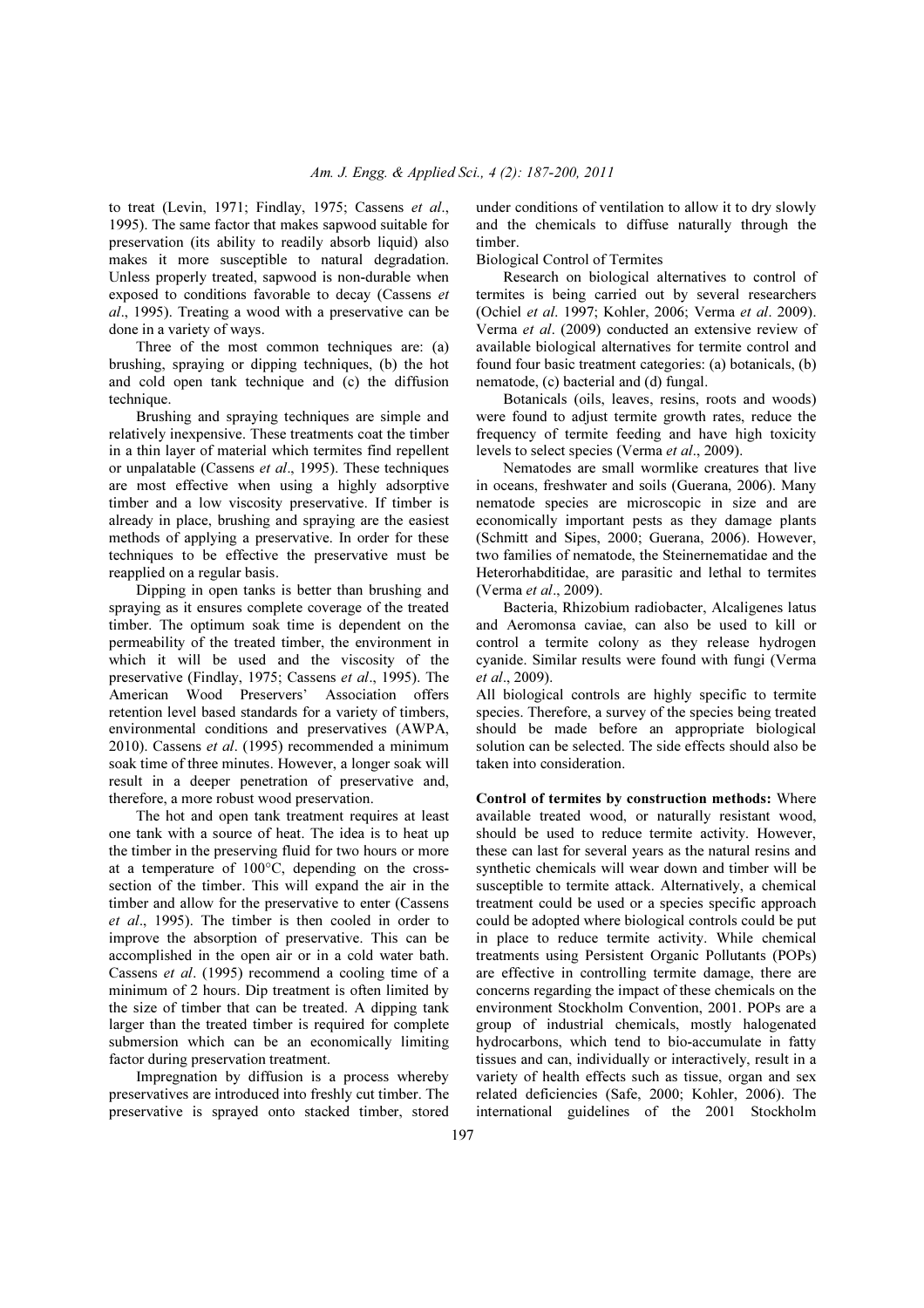to treat (Levin, 1971; Findlay, 1975; Cassens *et al*., 1995). The same factor that makes sapwood suitable for preservation (its ability to readily absorb liquid) also makes it more susceptible to natural degradation. Unless properly treated, sapwood is non-durable when exposed to conditions favorable to decay (Cassens *et al*., 1995). Treating a wood with a preservative can be done in a variety of ways.

Three of the most common techniques are: (a) brushing, spraying or dipping techniques, (b) the hot and cold open tank technique and (c) the diffusion technique.

Brushing and spraying techniques are simple and relatively inexpensive. These treatments coat the timber in a thin layer of material which termites find repellent or unpalatable (Cassens *et al*., 1995). These techniques are most effective when using a highly adsorptive timber and a low viscosity preservative. If timber is already in place, brushing and spraying are the easiest methods of applying a preservative. In order for these techniques to be effective the preservative must be reapplied on a regular basis.

Dipping in open tanks is better than brushing and spraying as it ensures complete coverage of the treated timber. The optimum soak time is dependent on the permeability of the treated timber, the environment in which it will be used and the viscosity of the preservative (Findlay, 1975; Cassens *et al*., 1995). The American Wood Preservers' Association offers retention level based standards for a variety of timbers, environmental conditions and preservatives (AWPA, 2010). Cassens *et al*. (1995) recommended a minimum soak time of three minutes. However, a longer soak will result in a deeper penetration of preservative and, therefore, a more robust wood preservation.

The hot and open tank treatment requires at least one tank with a source of heat. The idea is to heat up the timber in the preserving fluid for two hours or more at a temperature of 100°C, depending on the cross-section of the timber. This will expand the air in the timber and allow for the preservative to enter (Cassens *et al*., 1995). The timber is then cooled in order to improve the absorption of preservative. This can be accomplished in the open air or in a cold water bath. Cassens *et al*. (1995) recommend a cooling time of a minimum of 2 hours. Dip treatment is often limited by the size of timber that can be treated. A dipping tank larger than the treated timber is required for complete submersion which can be an economically limiting factor during preservation treatment.

Impregnation by diffusion is a process whereby preservatives are introduced into freshly cut timber. The preservative is sprayed onto stacked timber, stored under conditions of ventilation to allow it to dry slowly and the chemicals to diffuse naturally through the timber.

Biological Control of Termites

Research on biological alternatives to control of termites is being carried out by several researchers (Ochiel *et al*. 1997; Kohler, 2006; Verma *et al*. 2009). Verma *et al*. (2009) conducted an extensive review of available biological alternatives for termite control and found four basic treatment categories: (a) botanicals, (b) nematode, (c) bacterial and (d) fungal.

Botanicals (oils, leaves, resins, roots and woods) were found to adjust termite growth rates, reduce the frequency of termite feeding and have high toxicity levels to select species (Verma *et al*., 2009).

Nematodes are small wormlike creatures that live in oceans, freshwater and soils (Guerana, 2006). Many nematode species are microscopic in size and are economically important pests as they damage plants (Schmitt and Sipes, 2000; Guerana, 2006). However, two families of nematode, the Steinernematidae and the Heterorhabditidae, are parasitic and lethal to termites (Verma *et al*., 2009).

Bacteria, Rhizobium radiobacter, Alcaligenes latus and Aeromonsa caviae, can also be used to kill or control a termite colony as they release hydrogen cyanide. Similar results were found with fungi (Verma *et al*., 2009).

All biological controls are highly specific to termite species. Therefore, a survey of the species being treated should be made before an appropriate biological solution can be selected. The side effects should also be taken into consideration.

**Control of termites by construction methods:** Where available treated wood, or naturally resistant wood, should be used to reduce termite activity. However, these can last for several years as the natural resins and synthetic chemicals will wear down and timber will be susceptible to termite attack. Alternatively, a chemical treatment could be used or a species specific approach could be adopted where biological controls could be put in place to reduce termite activity. While chemical treatments using Persistent Organic Pollutants (POPs) are effective in controlling termite damage, there are concerns regarding the impact of these chemicals on the environment Stockholm Convention, 2001. POPs are a group of industrial chemicals, mostly halogenated hydrocarbons, which tend to bio-accumulate in fatty tissues and can, individually or interactively, result in a variety of health effects such as tissue, organ and sex related deficiencies (Safe, 2000; Kohler, 2006). The international guidelines of the 2001 Stockholm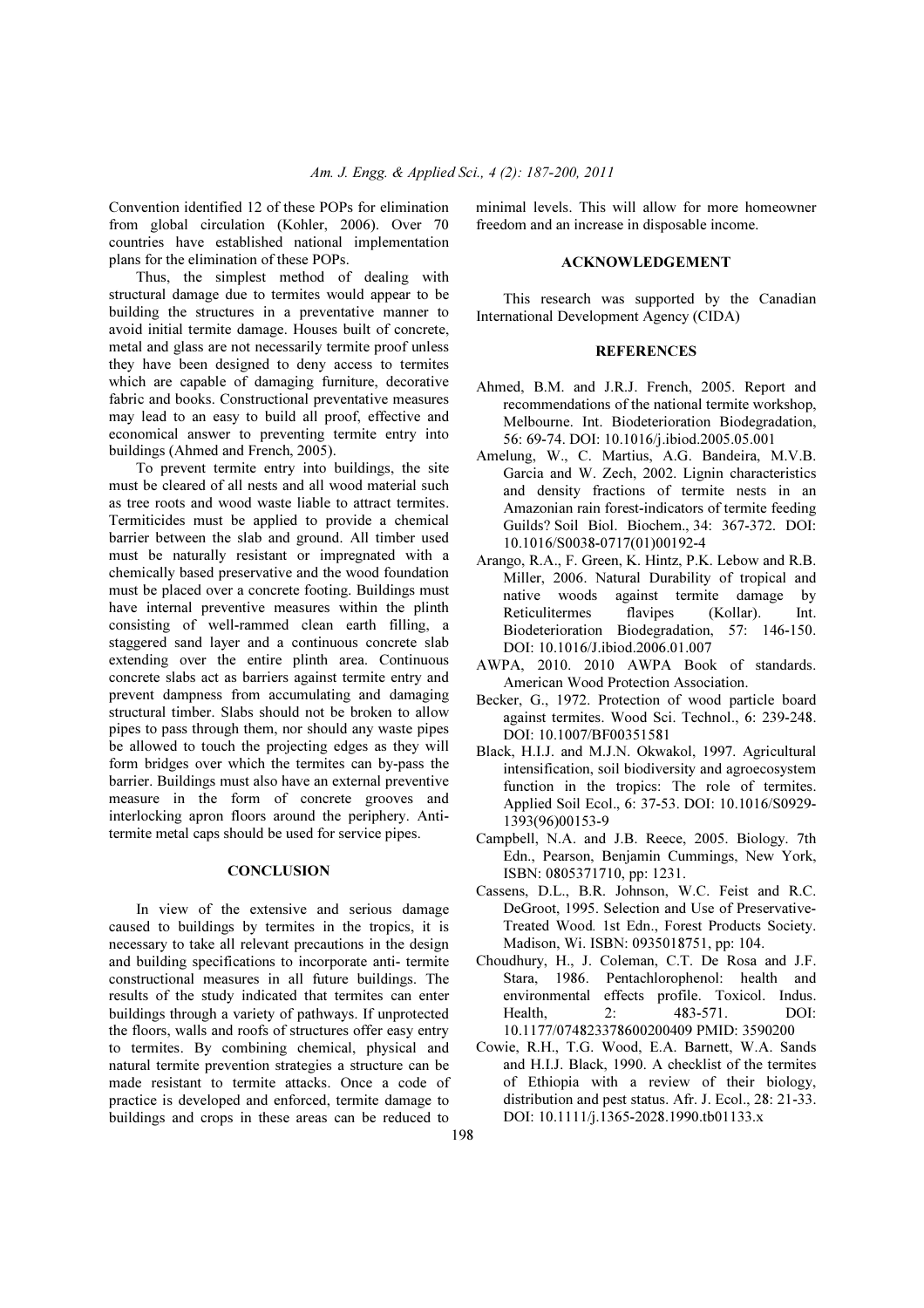Convention identified 12 of these POPs for elimination from global circulation (Kohler, 2006). Over 70 countries have established national implementation plans for the elimination of these POPs.

Thus, the simplest method of dealing with structural damage due to termites would appear to be building the structures in a preventative manner to avoid initial termite damage. Houses built of concrete, metal and glass are not necessarily termite proof unless they have been designed to deny access to termites which are capable of damaging furniture, decorative fabric and books. Constructional preventative measures may lead to an easy to build all proof, effective and economical answer to preventing termite entry into buildings (Ahmed and French, 2005).

To prevent termite entry into buildings, the site must be cleared of all nests and all wood material such as tree roots and wood waste liable to attract termites. Termiticides must be applied to provide a chemical barrier between the slab and ground. All timber used must be naturally resistant or impregnated with a chemically based preservative and the wood foundation must be placed over a concrete footing. Buildings must have internal preventive measures within the plinth consisting of well-rammed clean earth filling, a staggered sand layer and a continuous concrete slab extending over the entire plinth area. Continuous concrete slabs act as barriers against termite entry and prevent dampness from accumulating and damaging structural timber. Slabs should not be broken to allow pipes to pass through them, nor should any waste pipes be allowed to touch the projecting edges as they will form bridges over which the termites can by-pass the barrier. Buildings must also have an external preventive measure in the form of concrete grooves and interlocking apron floors around the periphery. Anti-termite metal caps should be used for service pipes.

## CONCLUSION

In view of the extensive and serious damage caused to buildings by termites in the tropics, it is necessary to take all relevant precautions in the design and building specifications to incorporate anti- termite constructional measures in all future buildings. The results of the study indicated that termites can enter buildings through a variety of pathways. If unprotected the floors, walls and roofs of structures offer easy entry to termites. By combining chemical, physical and natural termite prevention strategies a structure can be made resistant to termite attacks. Once a code of practice is developed and enforced, termite damage to buildings and crops in these areas can be reduced to minimal levels. This will allow for more homeowner freedom and an increase in disposable income.

## ACKNOWLEDGEMENT

This research was supported by the Canadian International Development Agency (CIDA)

## REFERENCES

Ahmed, B.M. and J.R.J. French, 2005. Report and recommendations of the national termite workshop, Melbourne. Int. Biodeterioration Biodegradation, 56: 69-74. DOI: 10.1016/j.ibiod.2005.05.001

Amelung, W., C. Martius, A.G. Bandeira, M.V.B. Garcia and W. Zech, 2002. Lignin characteristics and density fractions of termite nests in an Amazonian rain forest-indicators of termite feeding Guilds? Soil Biol. Biochem., 34: 367-372. DOI: 10.1016/S0038-0717(01)00192-4

Arango, R.A., F. Green, K. Hintz, P.K. Lebow and R.B. Miller, 2006. Natural Durability of tropical and native woods against termite damage by Reticulitermes flavipes (Kollar). Int. Biodeterioration Biodegradation, 57: 146-150. DOI: 10.1016/J.ibiod.2006.01.007

AWPA, 2010. 2010 AWPA Book of standards. American Wood Protection Association.

Becker, G., 1972. Protection of wood particle board against termites. Wood Sci. Technol., 6: 239-248. DOI: 10.1007/BF00351581

Black, H.I.J. and M.J.N. Okwakol, 1997. Agricultural intensification, soil biodiversity and agroecosystem function in the tropics: The role of termites. Applied Soil Ecol., 6: 37-53. DOI: 10.1016/S0929-1393(96)00153-9

Campbell, N.A. and J.B. Reece, 2005. Biology. 7th Edn., Pearson, Benjamin Cummings, New York, ISBN: 0805371710, pp: 1231.

Cassens, D.L., B.R. Johnson, W.C. Feist and R.C. DeGroot, 1995. Selection and Use of Preservative-Treated Wood. 1st Edn., Forest Products Society. Madison, Wi. ISBN: 0935018751, pp: 104.

Choudhury, H., J. Coleman, C.T. De Rosa and J.F. Stara, 1986. Pentachlorophenol: health and environmental effects profile. Toxicol. Indus. Health, 2: 483-571. DOI: 10.1177/074823378600200409 PMID: 3590200

Cowie, R.H., T.G. Wood, E.A. Barnett, W.A. Sands and H.I.J. Black, 1990. A checklist of the termites of Ethiopia with a review of their biology, distribution and pest status. Afr. J. Ecol., 28: 21-33. DOI: 10.1111/j.1365-2028.1990.tb01133.x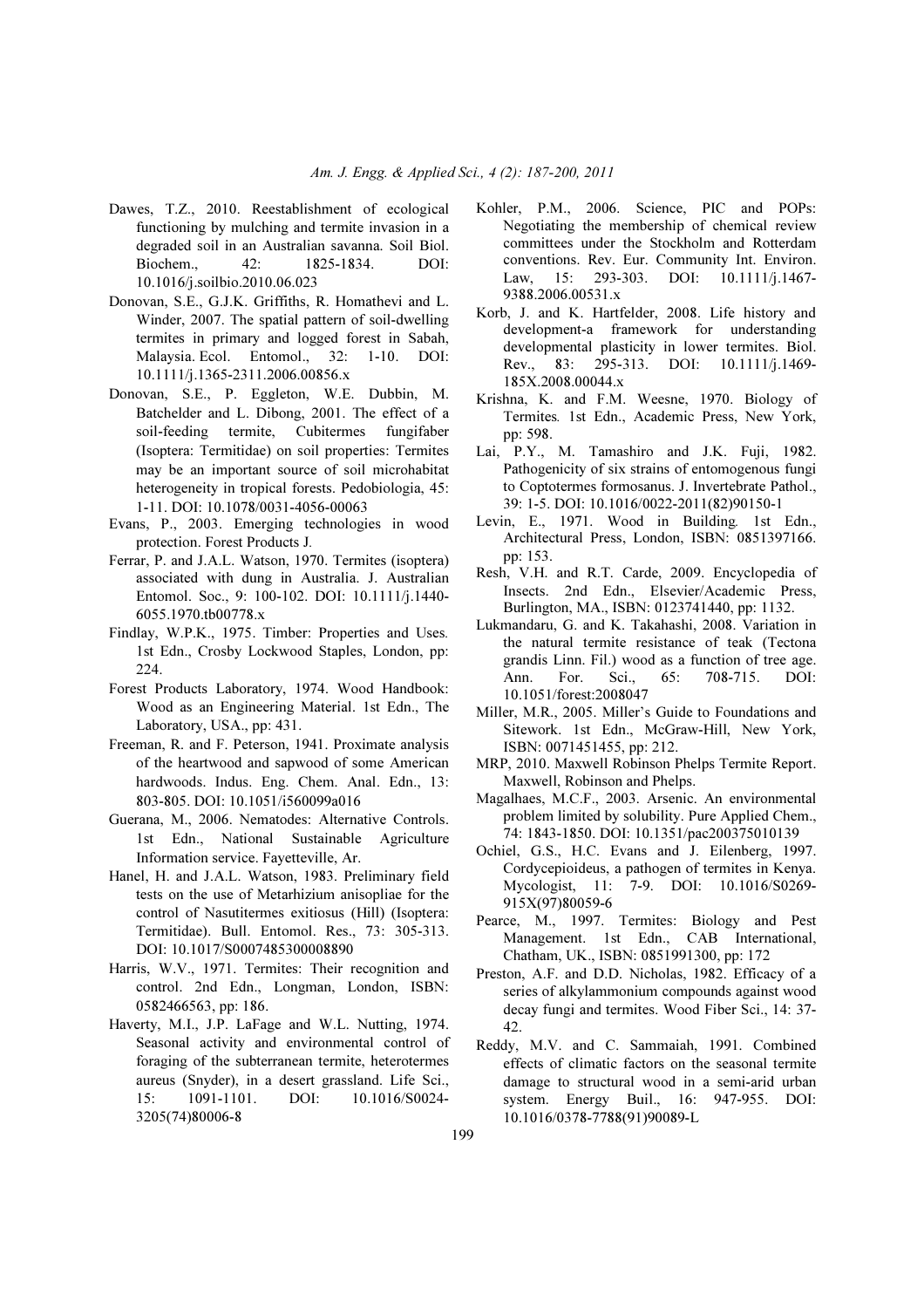Dawes, T.Z., 2010. Reestablishment of ecological functioning by mulching and termite invasion in a degraded soil in an Australian savanna. Soil Biol. Biochem., 42: 1825-1834. DOI: 10.1016/j.soilbio.2010.06.023

Donovan, S.E., G.J.K. Griffiths, R. Homathevi and L. Winder, 2007. The spatial pattern of soil-dwelling termites in primary and logged forest in Sabah, Malaysia. Ecol. Entomol., 32: 1-10. DOI: 10.1111/j.1365-2311.2006.00856.x

Donovan, S.E., P. Eggleton, W.E. Dubbin, M. Batchelder and L. Dibong, 2001. The effect of a soil-feeding termite, Cubitermes fungifaber (Isoptera: Termitidae) on soil properties: Termites may be an important source of soil microhabitat heterogeneity in tropical forests. Pedobiologia, 45: 1-11. DOI: 10.1078/0031-4056-00063

Evans, P., 2003. Emerging technologies in wood protection. Forest Products J.

Ferrar, P. and J.A.L. Watson, 1970. Termites (isoptera) associated with dung in Australia. J. Australian Entomol. Soc., 9: 100-102. DOI: 10.1111/j.1440-6055.1970.tb00778.x

Findlay, W.P.K., 1975. Timber: Properties and Uses. 1st Edn., Crosby Lockwood Staples, London, pp: 224.

Forest Products Laboratory, 1974. Wood Handbook: Wood as an Engineering Material. 1st Edn., The Laboratory, USA., pp: 431.

Freeman, R. and F. Peterson, 1941. Proximate analysis of the heartwood and sapwood of some American hardwoods. Indus. Eng. Chem. Anal. Edn., 13: 803-805. DOI: 10.1051/i560099a016

Guerana, M., 2006. Nematodes: Alternative Controls. 1st Edn., National Sustainable Agriculture Information service. Fayetteville, Ar.

Hanel, H. and J.A.L. Watson, 1983. Preliminary field tests on the use of Metarhizium anisopliae for the control of Nasutitermes exitiosus (Hill) (Isoptera: Termitidae). Bull. Entomol. Res., 73: 305-313. DOI: 10.1017/S0007485300008890

Harris, W.V., 1971. Termites: Their recognition and control. 2nd Edn., Longman, London, ISBN: 0582466563, pp: 186.

Haverty, M.I., J.P. LaFage and W.L. Nutting, 1974. Seasonal activity and environmental control of foraging of the subterranean termite, heterotermes aureus (Snyder), in a desert grassland. Life Sci., 15: 1091-1101. DOI: 10.1016/S0024-3205(74)80006-8

Kohler, P.M., 2006. Science, PIC and POPs: Negotiating the membership of chemical review committees under the Stockholm and Rotterdam conventions. Rev. Eur. Community Int. Environ. Law, 15: 293-303. DOI: 10.1111/j.1467-9388.2006.00531.x

Korb, J. and K. Hartfelder, 2008. Life history and development-a framework for understanding developmental plasticity in lower termites. Biol. Rev., 83: 295-313. DOI: 10.1111/j.1469-185X.2008.00044.x

Krishna, K. and F.M. Weesne, 1970. Biology of Termites. 1st Edn., Academic Press, New York, pp: 598.

Lai, P.Y., M. Tamashiro and J.K. Fuji, 1982. Pathogenicity of six strains of entomogenous fungi to Coptotermes formosanus. J. Invertebrate Pathol., 39: 1-5. DOI: 10.1016/0022-2011(82)90150-1

Levin, E., 1971. Wood in Building. 1st Edn., Architectural Press, London, ISBN: 0851397166. pp: 153.

Resh, V.H. and R.T. Carde, 2009. Encyclopedia of Insects. 2nd Edn., Elsevier/Academic Press, Burlington, MA., ISBN: 0123741440, pp: 1132.

Lukmandaru, G. and K. Takahashi, 2008. Variation in the natural termite resistance of teak (Tectona grandis Linn. Fil.) wood as a function of tree age. Ann. For. Sci., 65: 708-715. DOI: 10.1051/forest:2008047

Miller, M.R., 2005. Miller's Guide to Foundations and Sitework. 1st Edn., McGraw-Hill, New York, ISBN: 0071451455, pp: 212.

MRP, 2010. Maxwell Robinson Phelps Termite Report. Maxwell, Robinson and Phelps.

Magalhaes, M.C.F., 2003. Arsenic. An environmental problem limited by solubility. Pure Applied Chem., 74: 1843-1850. DOI: 10.1351/pac200375010139

Ochiel, G.S., H.C. Evans and J. Eilenberg, 1997. Cordycepioideus, a pathogen of termites in Kenya. Mycologist, 11: 7-9. DOI: 10.1016/S0269-915X(97)80059-6

Pearce, M., 1997. Termites: Biology and Pest Management. 1st Edn., CAB International, Chatham, UK., ISBN: 0851991300, pp: 172

Preston, A.F. and D.D. Nicholas, 1982. Efficacy of a series of alkylammonium compounds against wood decay fungi and termites. Wood Fiber Sci., 14: 37-42.

Reddy, M.V. and C. Sammaiah, 1991. Combined effects of climatic factors on the seasonal termite damage to structural wood in a semi-arid urban system. Energy Buil., 16: 947-955. DOI: 10.1016/0378-7788(91)90089-L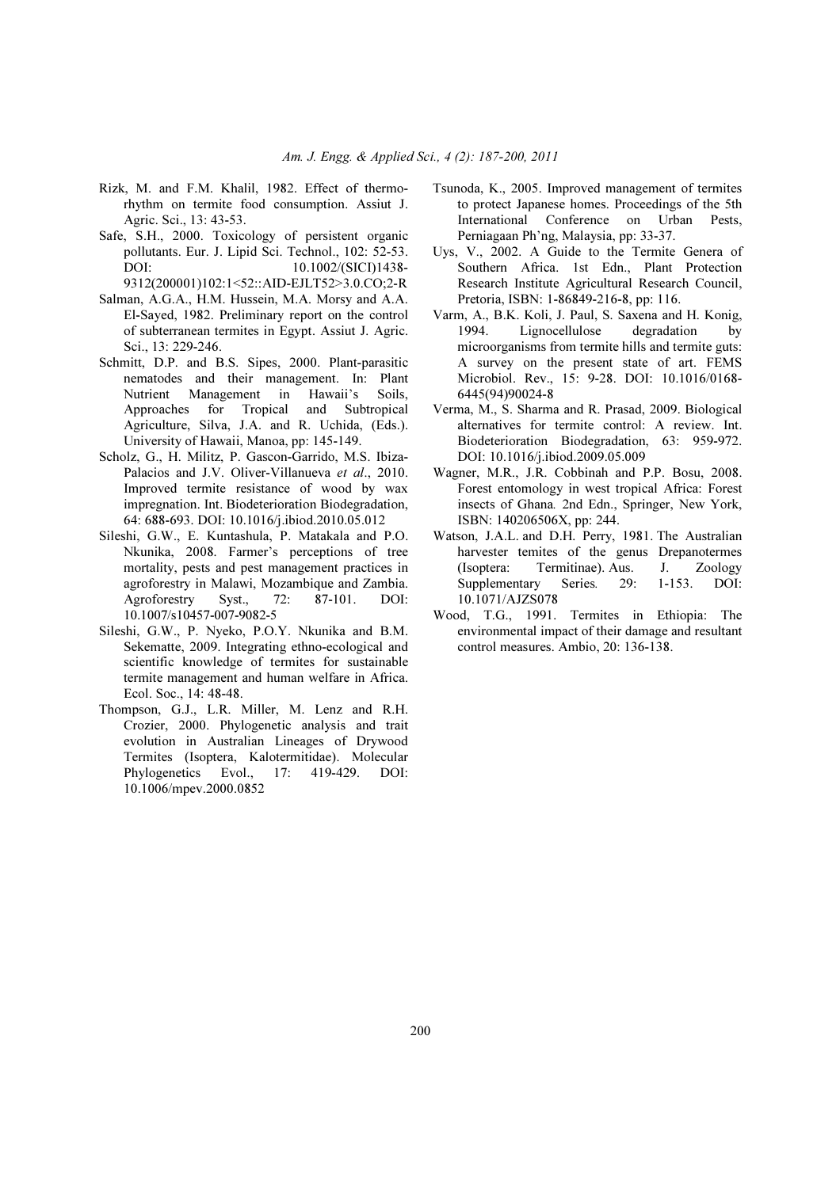- Rizk, M. and F.M. Khalil, 1982. Effect of thermo-rhythm on termite food consumption. Assiut J. Agric. Sci., 13: 43-53.
- Safe, S.H., 2000. Toxicology of persistent organic pollutants. Eur. J. Lipid Sci. Technol., 102: 52-53. DOI: 10.1002/(SICI)1438-9312(200001)102:1<52::AID-EJLT52>3.0.CO;2-R
- Salman, A.G.A., H.M. Hussein, M.A. Morsy and A.A. El-Sayed, 1982. Preliminary report on the control of subterranean termites in Egypt. Assiut J. Agric. Sci., 13: 229-246.
- Schmitt, D.P. and B.S. Sipes, 2000. Plant-parasitic nematodes and their management. In: Plant Nutrient Management in Hawaii's Soils, Approaches for Tropical and Subtropical Agriculture, Silva, J.A. and R. Uchida, (Eds.). University of Hawaii, Manoa, pp: 145-149.
- Scholz, G., H. Militz, P. Gascon-Garrido, M.S. Ibiza-Palacios and J.V. Oliver-Villanueva *et al*., 2010. Improved termite resistance of wood by wax impregnation. Int. Biodeterioration Biodegradation, 64: 688-693. DOI: 10.1016/j.ibiod.2010.05.012
- Sileshi, G.W., E. Kuntashula, P. Matakala and P.O. Nkunika, 2008. Farmer's perceptions of tree mortality, pests and pest management practices in agroforestry in Malawi, Mozambique and Zambia. Agroforestry Syst., 72: 87-101. DOI: 10.1007/s10457-007-9082-5
- Sileshi, G.W., P. Nyeko, P.O.Y. Nkunika and B.M. Sekematte, 2009. Integrating ethno-ecological and scientific knowledge of termites for sustainable termite management and human welfare in Africa. Ecol. Soc., 14: 48-48.
- Thompson, G.J., L.R. Miller, M. Lenz and R.H. Crozier, 2000. Phylogenetic analysis and trait evolution in Australian Lineages of Drywood Termites (Isoptera, Kalotermitidae). Molecular Phylogenetics Evol., 17: 419-429. DOI: 10.1006/mpev.2000.0852
- Tsunoda, K., 2005. Improved management of termites to protect Japanese homes. Proceedings of the 5th International Conference on Urban Pests, Perniagaan Ph'ng, Malaysia, pp: 33-37.
- Uys, V., 2002. A Guide to the Termite Genera of Southern Africa. 1st Edn., Plant Protection Research Institute Agricultural Research Council, Pretoria, ISBN: 1-86849-216-8, pp: 116.
- Varm, A., B.K. Koli, J. Paul, S. Saxena and H. Konig, 1994. Lignocellulose degradation by microorganisms from termite hills and termite guts: A survey on the present state of art. FEMS Microbiol. Rev., 15: 9-28. DOI: 10.1016/0168-6445(94)90024-8
- Verma, M., S. Sharma and R. Prasad, 2009. Biological alternatives for termite control: A review. Int. Biodeterioration Biodegradation, 63: 959-972. DOI: 10.1016/j.ibiod.2009.05.009
- Wagner, M.R., J.R. Cobbinah and P.P. Bosu, 2008. Forest entomology in west tropical Africa: Forest insects of Ghana*.* 2nd Edn., Springer, New York, ISBN: 140206506X, pp: 244.
- Watson, J.A.L. and D.H. Perry, 1981. The Australian harvester temites of the genus Drepanotermes (Isoptera: Termitinae). Aus. J. Zoology Supplementary Series*.* 29: 1-153. DOI: 10.1071/AJZS078
- Wood, T.G., 1991. Termites in Ethiopia: The environmental impact of their damage and resultant control measures. Ambio, 20: 136-138.